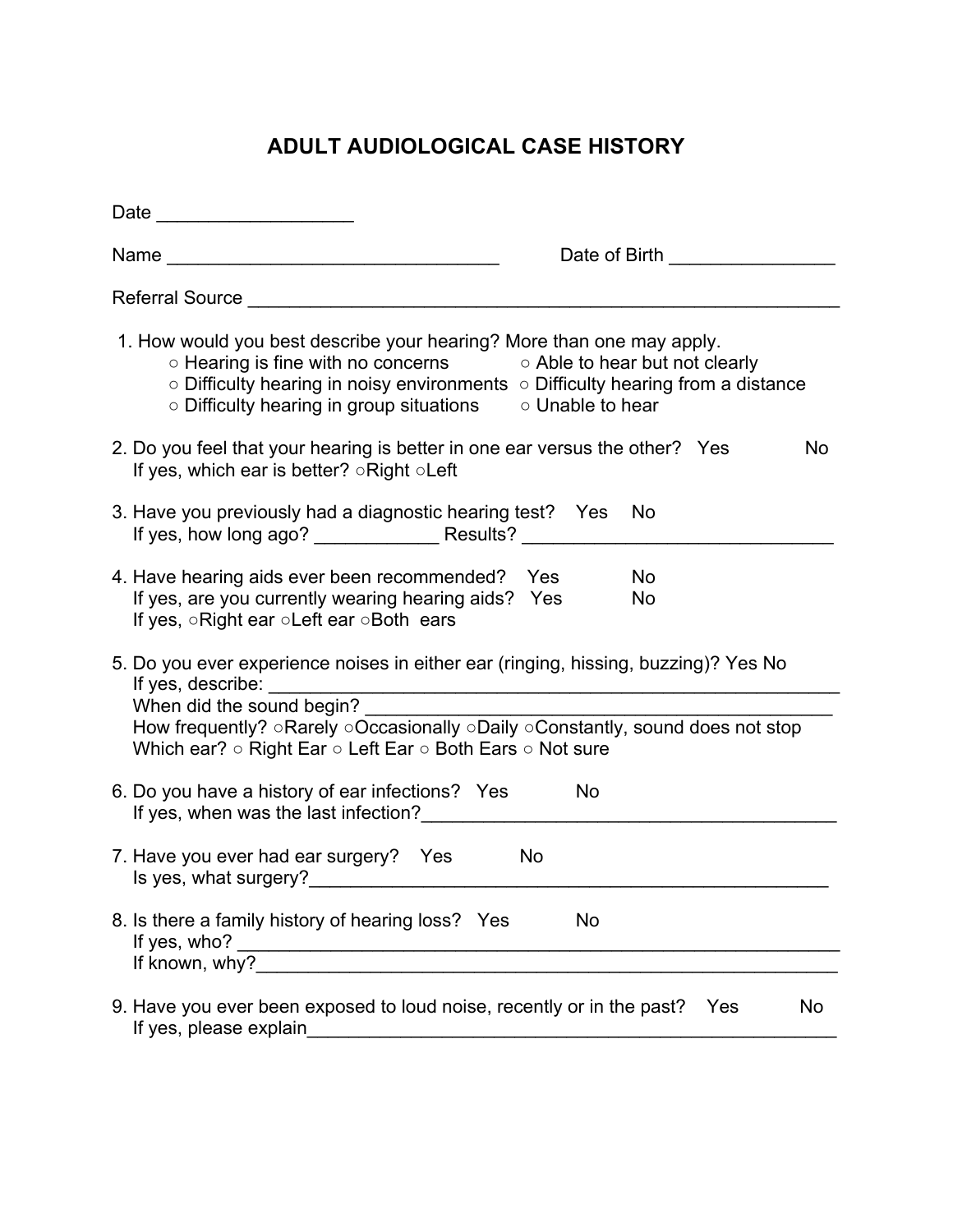# ADULT AUDIOLOGICAL CASE HISTORY

Date ___________________

Name ________________________________ Date of Birth ________________

Referral Source ____________________________________________________________

1. How would you best describe your hearing? More than one may apply.
   - ○ Hearing is fine with no concerns ○ Able to hear but not clearly
   - ○ Difficulty hearing in noisy environments ○ Difficulty hearing from a distance
   - ○ Difficulty hearing in group situations ○ Unable to hear

2. Do you feel that your hearing is better in one ear versus the other? Yes No
   If yes, which ear is better? ○Right ○Left

3. Have you previously had a diagnostic hearing test? Yes No
   If yes, how long ago? ____________ Results? ______________________________

4. Have hearing aids ever been recommended? Yes No
   If yes, are you currently wearing hearing aids? Yes No
   If yes, ○Right ear ○Left ear ○Both ears

5. Do you ever experience noises in either ear (ringing, hissing, buzzing)? Yes No
   If yes, describe: _______________________________________________________
   When did the sound begin? _______________________________________________
   How frequently? ○Rarely ○Occasionally ○Daily ○Constantly, sound does not stop
   Which ear? ○ Right Ear ○ Left Ear ○ Both Ears ○ Not sure

6. Do you have a history of ear infections? Yes No
   If yes, when was the last infection?_________________________________________

7. Have you ever had ear surgery? Yes No
   Is yes, what surgery?_____________________________________________________

8. Is there a family history of hearing loss? Yes No
   If yes, who? ___________________________________________________________
   If known, why?__________________________________________________________

9. Have you ever been exposed to loud noise, recently or in the past? Yes No
   If yes, please explain_____________________________________________________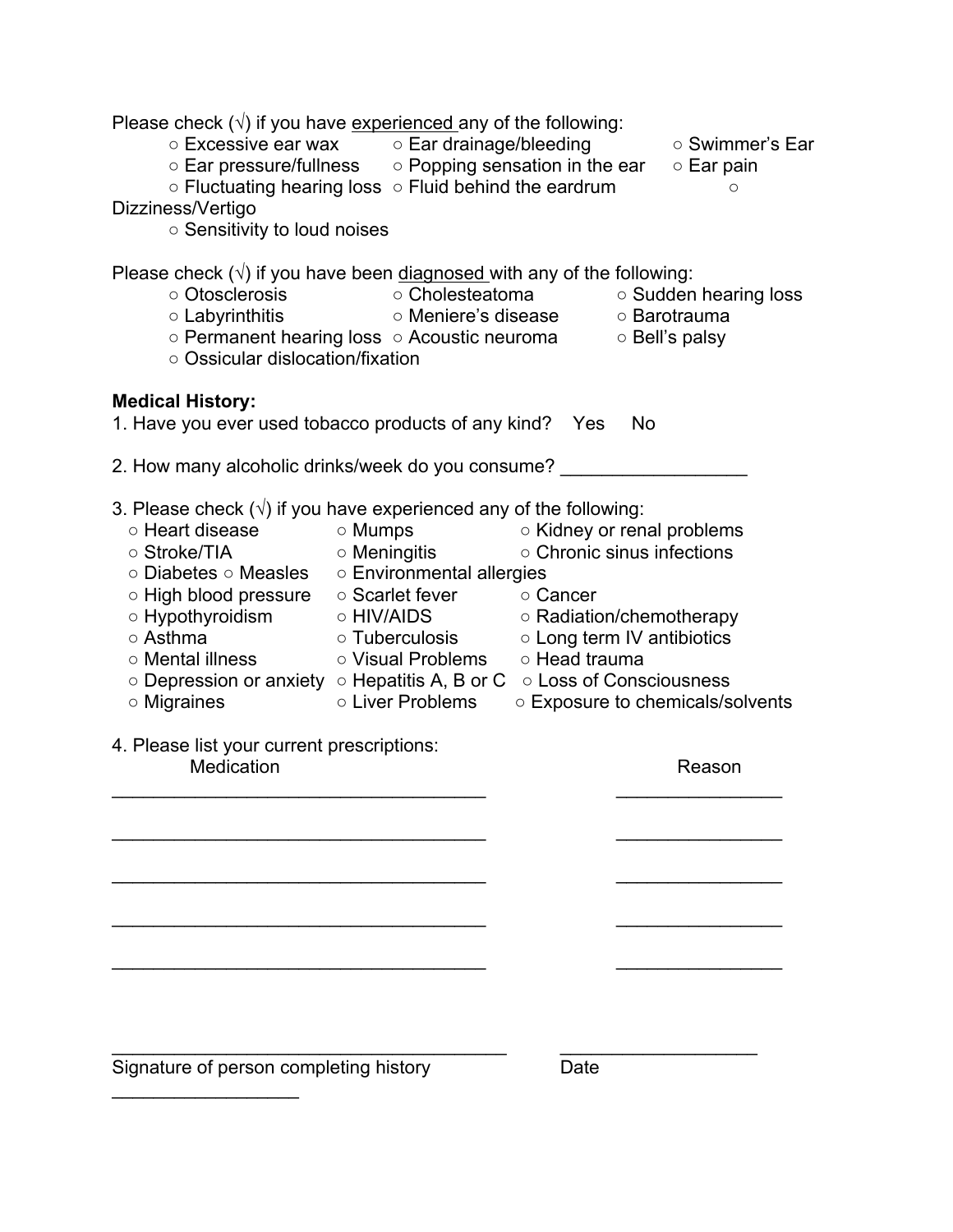Please check (√) if you have <u>experienced</u> any of the following:

○ Excessive ear wax ○ Ear drainage/bleeding ○ Swimmer's Ear
○ Ear pressure/fullness ○ Popping sensation in the ear ○ Ear pain
○ Fluctuating hearing loss ○ Fluid behind the eardrum ○ Dizziness/Vertigo
○ Sensitivity to loud noises

Please check (√) if you have been <u>diagnosed</u> with any of the following:

○ Otosclerosis ○ Cholesteatoma ○ Sudden hearing loss
○ Labyrinthitis ○ Meniere's disease ○ Barotrauma
○ Permanent hearing loss ○ Acoustic neuroma ○ Bell's palsy
○ Ossicular dislocation/fixation

**Medical History:**

1. Have you ever used tobacco products of any kind? Yes No

2. How many alcoholic drinks/week do you consume? ___________________

3. Please check (√) if you have experienced any of the following:

○ Heart disease ○ Mumps ○ Kidney or renal problems
○ Stroke/TIA ○ Meningitis ○ Chronic sinus infections
○ Diabetes ○ Measles ○ Environmental allergies
○ High blood pressure ○ Scarlet fever ○ Cancer
○ Hypothyroidism ○ HIV/AIDS ○ Radiation/chemotherapy
○ Asthma ○ Tuberculosis ○ Long term IV antibiotics
○ Mental illness ○ Visual Problems ○ Head trauma
○ Depression or anxiety ○ Hepatitis A, B or C ○ Loss of Consciousness
○ Migraines ○ Liver Problems ○ Exposure to chemicals/solvents

4. Please list your current prescriptions:

| Medication | Reason |
|---|---|
| ______________________________________ | ________________ |
| ______________________________________ | ________________ |
| ______________________________________ | ________________ |
| ______________________________________ | ________________ |
| ______________________________________ | ________________ |

________________________________________ ____________________
Signature of person completing history Date

__________________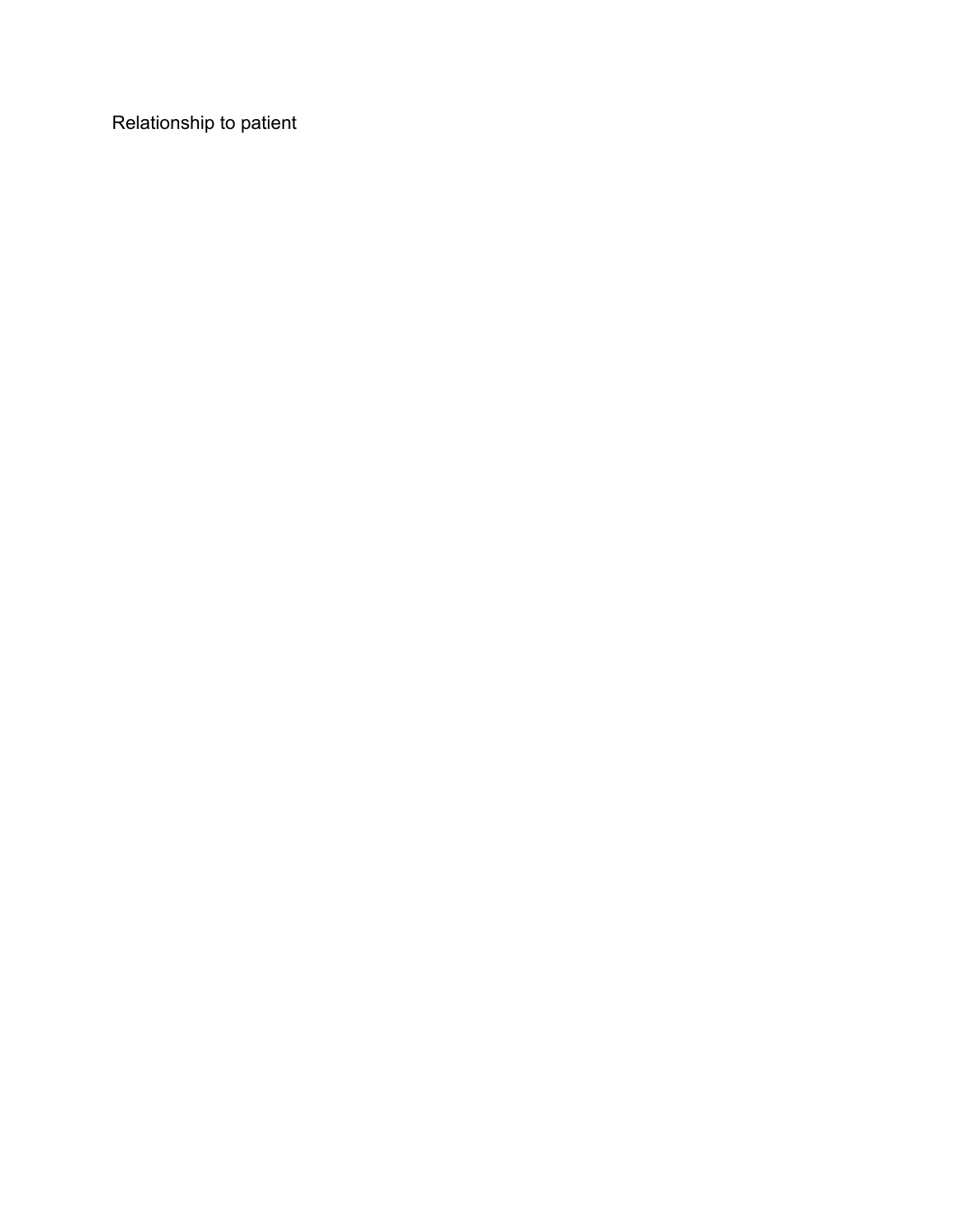Relationship to patient